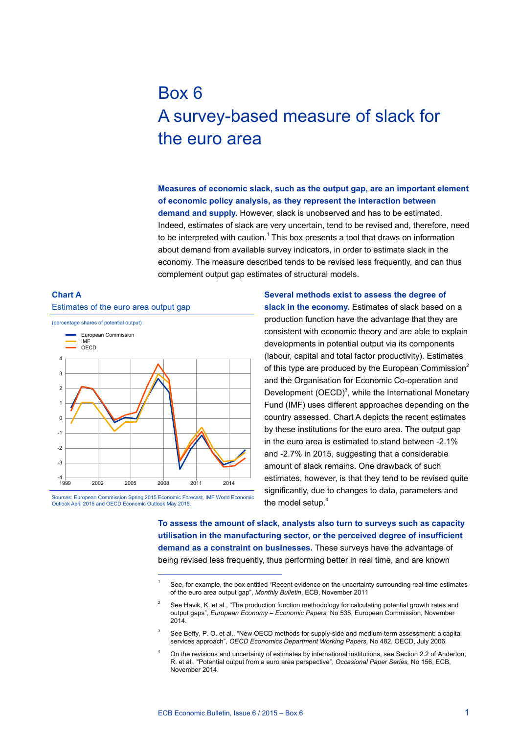# Box 6
# A survey-based measure of slack for the euro area

**Measures of economic slack, such as the output gap, are an important element of economic policy analysis, as they represent the interaction between demand and supply.** However, slack is unobserved and has to be estimated. Indeed, estimates of slack are very uncertain, tend to be revised and, therefore, need to be interpreted with caution.[1] This box presents a tool that draws on information about demand from available survey indicators, in order to estimate slack in the economy. The measure described tends to be revised less frequently, and can thus complement output gap estimates of structural models.

**Chart A**
**Estimates of the euro area output gap**

(percentage shares of potential output)

Sources: European Commission Spring 2015 Economic Forecast, IMF World Economic Outlook April 2015 and OECD Economic Outlook May 2015.

**Several methods exist to assess the degree of slack in the economy.** Estimates of slack based on a production function have the advantage that they are consistent with economic theory and are able to explain developments in potential output via its components (labour, capital and total factor productivity). Estimates of this type are produced by the European Commission[2] and the Organisation for Economic Co-operation and Development (OECD)[3], while the International Monetary Fund (IMF) uses different approaches depending on the country assessed. Chart A depicts the recent estimates by these institutions for the euro area. The output gap in the euro area is estimated to stand between -2.1% and -2.7% in 2015, suggesting that a considerable amount of slack remains. One drawback of such estimates, however, is that they tend to be revised quite significantly, due to changes to data, parameters and the model setup.[4]

**To assess the amount of slack, analysts also turn to surveys such as capacity utilisation in the manufacturing sector, or the perceived degree of insufficient demand as a constraint on businesses.** These surveys have the advantage of being revised less frequently, thus performing better in real time, and are known

---

[1] See, for example, the box entitled "Recent evidence on the uncertainty surrounding real-time estimates of the euro area output gap", *Monthly Bulletin*, ECB, November 2011

[2] See Havik, K. et al., "The production function methodology for calculating potential growth rates and output gaps", *European Economy – Economic Papers,* No 535, European Commission, November 2014.

[3] See Beffy, P. O. et al., "New OECD methods for supply-side and medium-term assessment: a capital services approach", *OECD Economics Department Working Papers,* No 482, OECD, July 2006.

[4] On the revisions and uncertainty of estimates by international institutions, see Section 2.2 of Anderton, R. et al., "Potential output from a euro area perspective", *Occasional Paper Series,* No 156, ECB, November 2014.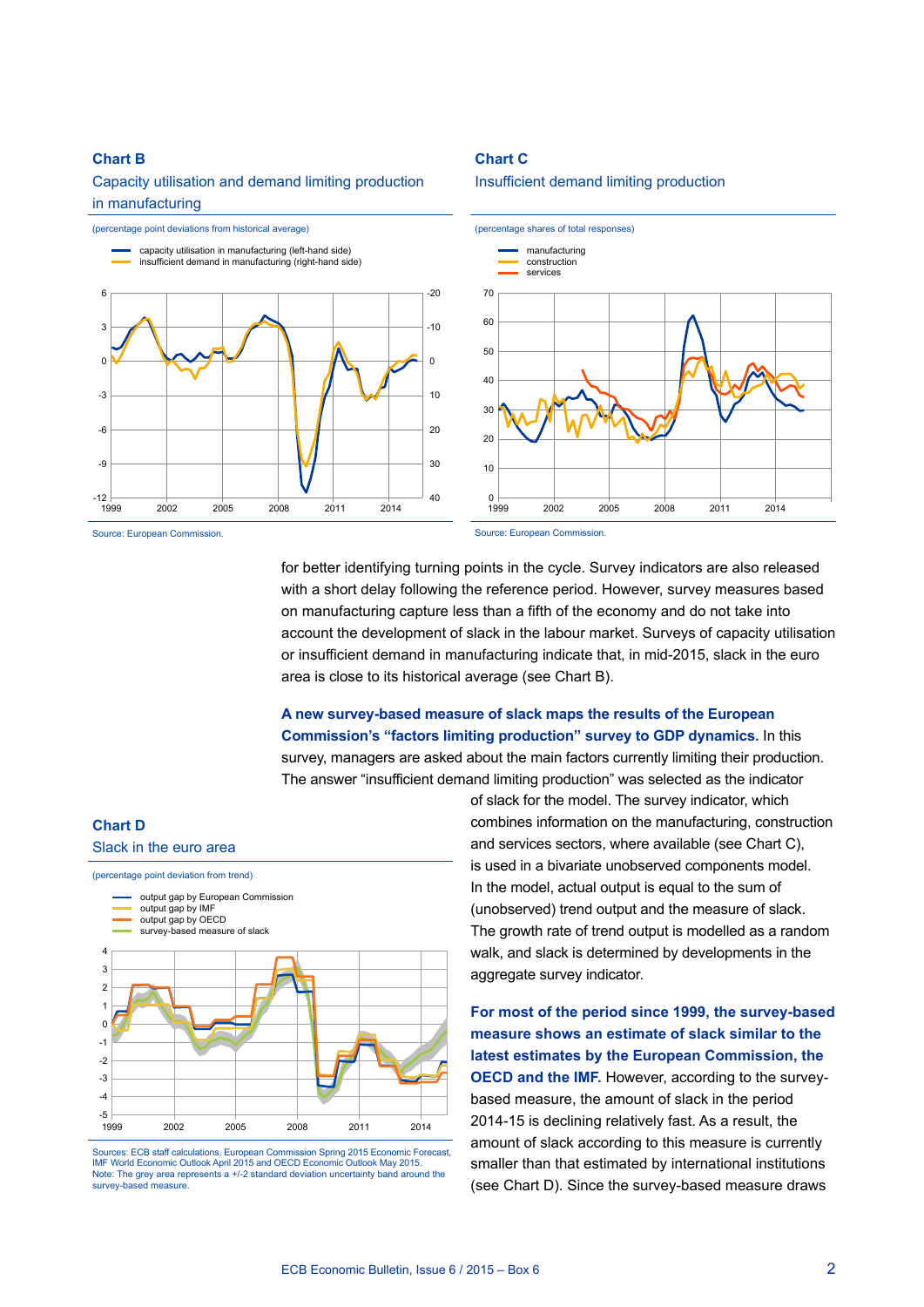**Chart B**
Capacity utilisation and demand limiting production in manufacturing

(percentage point deviations from historical average)

- capacity utilisation in manufacturing (left-hand side)
- insufficient demand in manufacturing (right-hand side)

Source: European Commission.

**Chart C**
Insufficient demand limiting production

(percentage shares of total responses)

- manufacturing
- construction
- services

Source: European Commission.

for better identifying turning points in the cycle. Survey indicators are also released with a short delay following the reference period. However, survey measures based on manufacturing capture less than a fifth of the economy and do not take into account the development of slack in the labour market. Surveys of capacity utilisation or insufficient demand in manufacturing indicate that, in mid-2015, slack in the euro area is close to its historical average (see Chart B).

**A new survey-based measure of slack maps the results of the European Commission's "factors limiting production" survey to GDP dynamics.** In this survey, managers are asked about the main factors currently limiting their production. The answer "insufficient demand limiting production" was selected as the indicator of slack for the model. The survey indicator, which combines information on the manufacturing, construction and services sectors, where available (see Chart C), is used in a bivariate unobserved components model. In the model, actual output is equal to the sum of (unobserved) trend output and the measure of slack. The growth rate of trend output is modelled as a random walk, and slack is determined by developments in the aggregate survey indicator.

**Chart D**
Slack in the euro area

(percentage point deviation from trend)

- output gap by European Commission
- output gap by IMF
- output gap by OECD
- survey-based measure of slack

Sources: ECB staff calculations, European Commission Spring 2015 Economic Forecast, IMF World Economic Outlook April 2015 and OECD Economic Outlook May 2015.
Note: The grey area represents a +/-2 standard deviation uncertainty band around the survey-based measure.

**For most of the period since 1999, the survey-based measure shows an estimate of slack similar to the latest estimates by the European Commission, the OECD and the IMF.** However, according to the survey-based measure, the amount of slack in the period 2014-15 is declining relatively fast. As a result, the amount of slack according to this measure is currently smaller than that estimated by international institutions (see Chart D). Since the survey-based measure draws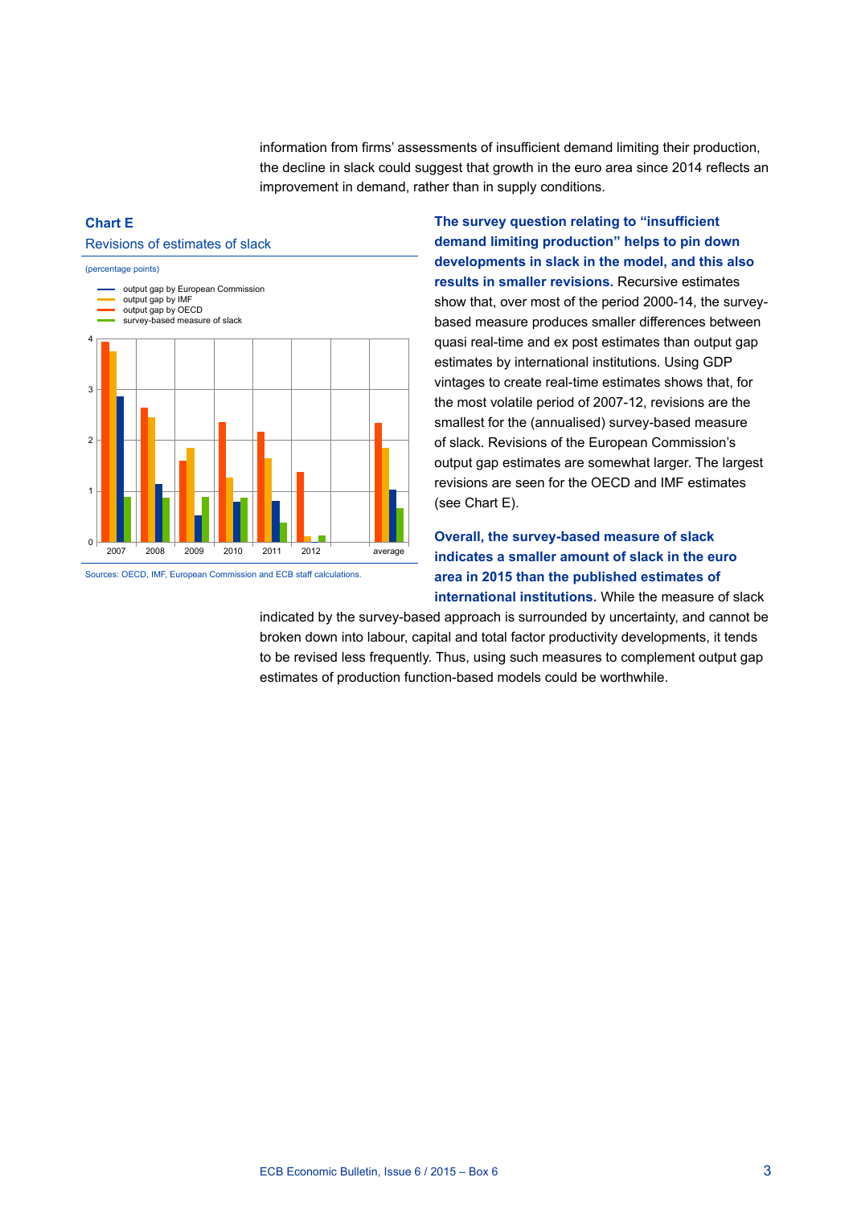information from firms' assessments of insufficient demand limiting their production, the decline in slack could suggest that growth in the euro area since 2014 reflects an improvement in demand, rather than in supply conditions.

**Chart E**

Revisions of estimates of slack

(percentage points)

output gap by European Commission
output gap by IMF
output gap by OECD
survey-based measure of slack

4
3
2
1
0

2007
2008
2009
2010
2011
2012
average

Sources: OECD, IMF, European Commission and ECB staff calculations.

**The survey question relating to "insufficient demand limiting production" helps to pin down developments in slack in the model, and this also results in smaller revisions.** Recursive estimates show that, over most of the period 2000-14, the survey-based measure produces smaller differences between quasi real-time and ex post estimates than output gap estimates by international institutions. Using GDP vintages to create real-time estimates shows that, for the most volatile period of 2007-12, revisions are the smallest for the (annualised) survey-based measure of slack. Revisions of the European Commission's output gap estimates are somewhat larger. The largest revisions are seen for the OECD and IMF estimates (see Chart E).

**Overall, the survey-based measure of slack indicates a smaller amount of slack in the euro area in 2015 than the published estimates of international institutions.** While the measure of slack indicated by the survey-based approach is surrounded by uncertainty, and cannot be broken down into labour, capital and total factor productivity developments, it tends to be revised less frequently. Thus, using such measures to complement output gap estimates of production function-based models could be worthwhile.